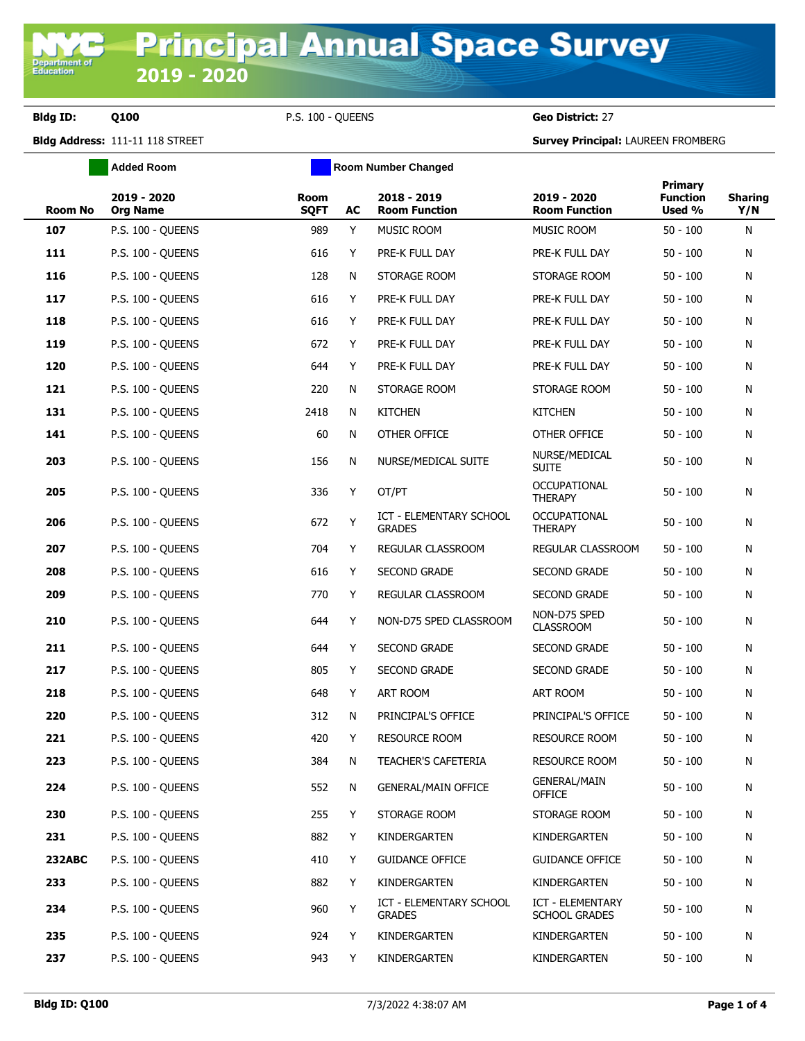# Principal Annual Space Survey

## 2019 - 2020

**Bldg ID:** Q100 P.S. 100 - QUEENS **Geo District:** 27

**Bldg Address:** 111-11 118 STREET **Survey Principal:** LAUREEN FROMBERG

Added Room | Room Number Changed

| Room No | 2019 - 2020 Org Name | Room SQFT | AC | 2018 - 2019 Room Function | 2019 - 2020 Room Function | Primary Function Used % | Sharing Y/N |
|---|---|---|---|---|---|---|---|
| 107 | P.S. 100 - QUEENS | 989 | Y | MUSIC ROOM | MUSIC ROOM | 50 - 100 | N |
| 111 | P.S. 100 - QUEENS | 616 | Y | PRE-K FULL DAY | PRE-K FULL DAY | 50 - 100 | N |
| 116 | P.S. 100 - QUEENS | 128 | N | STORAGE ROOM | STORAGE ROOM | 50 - 100 | N |
| 117 | P.S. 100 - QUEENS | 616 | Y | PRE-K FULL DAY | PRE-K FULL DAY | 50 - 100 | N |
| 118 | P.S. 100 - QUEENS | 616 | Y | PRE-K FULL DAY | PRE-K FULL DAY | 50 - 100 | N |
| 119 | P.S. 100 - QUEENS | 672 | Y | PRE-K FULL DAY | PRE-K FULL DAY | 50 - 100 | N |
| 120 | P.S. 100 - QUEENS | 644 | Y | PRE-K FULL DAY | PRE-K FULL DAY | 50 - 100 | N |
| 121 | P.S. 100 - QUEENS | 220 | N | STORAGE ROOM | STORAGE ROOM | 50 - 100 | N |
| 131 | P.S. 100 - QUEENS | 2418 | N | KITCHEN | KITCHEN | 50 - 100 | N |
| 141 | P.S. 100 - QUEENS | 60 | N | OTHER OFFICE | OTHER OFFICE | 50 - 100 | N |
| 203 | P.S. 100 - QUEENS | 156 | N | NURSE/MEDICAL SUITE | NURSE/MEDICAL SUITE | 50 - 100 | N |
| 205 | P.S. 100 - QUEENS | 336 | Y | OT/PT | OCCUPATIONAL THERAPY | 50 - 100 | N |
| 206 | P.S. 100 - QUEENS | 672 | Y | ICT - ELEMENTARY SCHOOL GRADES | OCCUPATIONAL THERAPY | 50 - 100 | N |
| 207 | P.S. 100 - QUEENS | 704 | Y | REGULAR CLASSROOM | REGULAR CLASSROOM | 50 - 100 | N |
| 208 | P.S. 100 - QUEENS | 616 | Y | SECOND GRADE | SECOND GRADE | 50 - 100 | N |
| 209 | P.S. 100 - QUEENS | 770 | Y | REGULAR CLASSROOM | SECOND GRADE | 50 - 100 | N |
| 210 | P.S. 100 - QUEENS | 644 | Y | NON-D75 SPED CLASSROOM | NON-D75 SPED CLASSROOM | 50 - 100 | N |
| 211 | P.S. 100 - QUEENS | 644 | Y | SECOND GRADE | SECOND GRADE | 50 - 100 | N |
| 217 | P.S. 100 - QUEENS | 805 | Y | SECOND GRADE | SECOND GRADE | 50 - 100 | N |
| 218 | P.S. 100 - QUEENS | 648 | Y | ART ROOM | ART ROOM | 50 - 100 | N |
| 220 | P.S. 100 - QUEENS | 312 | N | PRINCIPAL'S OFFICE | PRINCIPAL'S OFFICE | 50 - 100 | N |
| 221 | P.S. 100 - QUEENS | 420 | Y | RESOURCE ROOM | RESOURCE ROOM | 50 - 100 | N |
| 223 | P.S. 100 - QUEENS | 384 | N | TEACHER'S CAFETERIA | RESOURCE ROOM | 50 - 100 | N |
| 224 | P.S. 100 - QUEENS | 552 | N | GENERAL/MAIN OFFICE | GENERAL/MAIN OFFICE | 50 - 100 | N |
| 230 | P.S. 100 - QUEENS | 255 | Y | STORAGE ROOM | STORAGE ROOM | 50 - 100 | N |
| 231 | P.S. 100 - QUEENS | 882 | Y | KINDERGARTEN | KINDERGARTEN | 50 - 100 | N |
| 232ABC | P.S. 100 - QUEENS | 410 | Y | GUIDANCE OFFICE | GUIDANCE OFFICE | 50 - 100 | N |
| 233 | P.S. 100 - QUEENS | 882 | Y | KINDERGARTEN | KINDERGARTEN | 50 - 100 | N |
| 234 | P.S. 100 - QUEENS | 960 | Y | ICT - ELEMENTARY SCHOOL GRADES | ICT - ELEMENTARY SCHOOL GRADES | 50 - 100 | N |
| 235 | P.S. 100 - QUEENS | 924 | Y | KINDERGARTEN | KINDERGARTEN | 50 - 100 | N |
| 237 | P.S. 100 - QUEENS | 943 | Y | KINDERGARTEN | KINDERGARTEN | 50 - 100 | N |

**Bldg ID: Q100** 7/3/2022 4:38:07 AM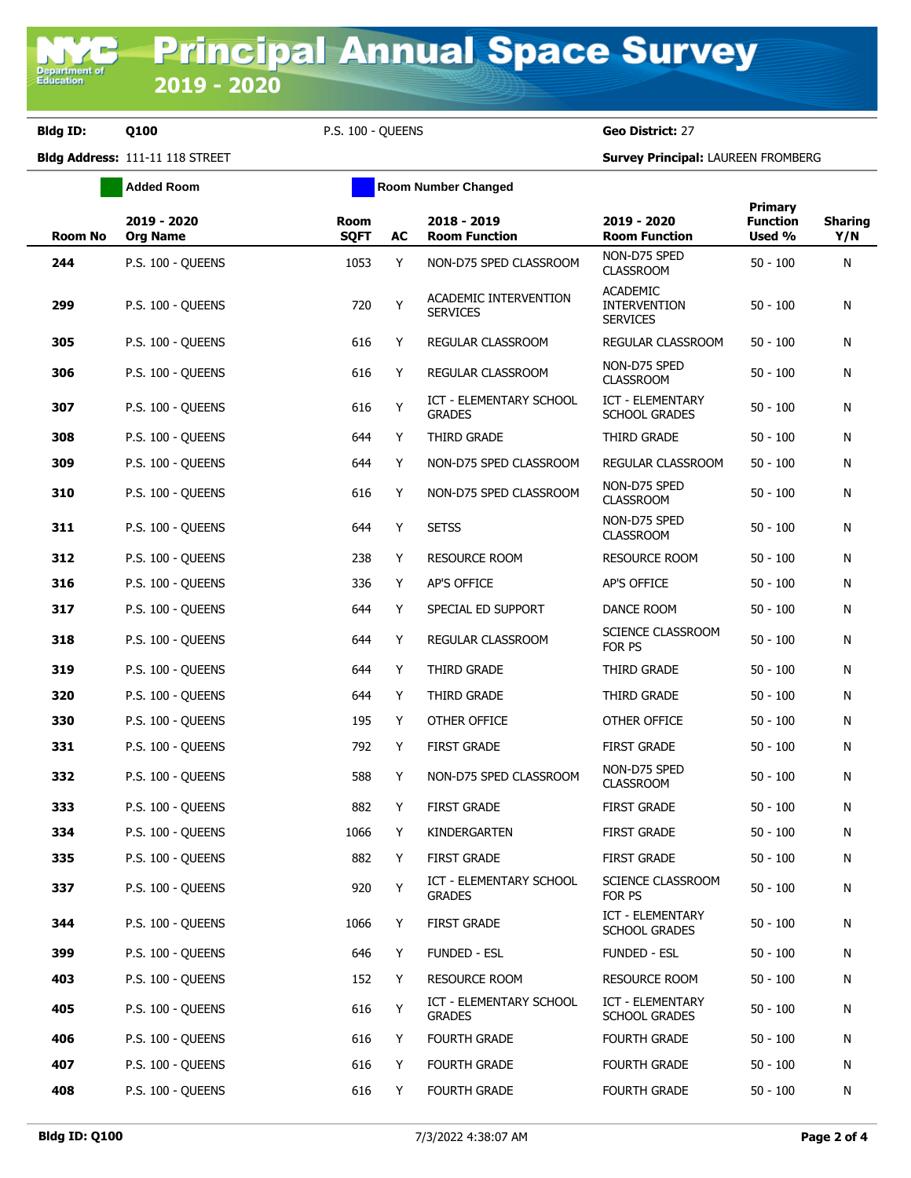**Bldg ID:** Q100 P.S. 100 - QUEENS **Geo District:** 27

**Bldg Address:** 111-11 118 STREET **Survey Principal:** LAUREEN FROMBERG

Added Room | Room Number Changed

| Room No | 2019 - 2020 Org Name | Room SQFT | AC | 2018 - 2019 Room Function | 2019 - 2020 Room Function | Primary Function Used % | Sharing Y/N |
|---|---|---|---|---|---|---|---|
| 244 | P.S. 100 - QUEENS | 1053 | Y | NON-D75 SPED CLASSROOM | NON-D75 SPED CLASSROOM | 50 - 100 | N |
| 299 | P.S. 100 - QUEENS | 720 | Y | ACADEMIC INTERVENTION SERVICES | ACADEMIC INTERVENTION SERVICES | 50 - 100 | N |
| 305 | P.S. 100 - QUEENS | 616 | Y | REGULAR CLASSROOM | REGULAR CLASSROOM | 50 - 100 | N |
| 306 | P.S. 100 - QUEENS | 616 | Y | REGULAR CLASSROOM | NON-D75 SPED CLASSROOM | 50 - 100 | N |
| 307 | P.S. 100 - QUEENS | 616 | Y | ICT - ELEMENTARY SCHOOL GRADES | ICT - ELEMENTARY SCHOOL GRADES | 50 - 100 | N |
| 308 | P.S. 100 - QUEENS | 644 | Y | THIRD GRADE | THIRD GRADE | 50 - 100 | N |
| 309 | P.S. 100 - QUEENS | 644 | Y | NON-D75 SPED CLASSROOM | REGULAR CLASSROOM | 50 - 100 | N |
| 310 | P.S. 100 - QUEENS | 616 | Y | NON-D75 SPED CLASSROOM | NON-D75 SPED CLASSROOM | 50 - 100 | N |
| 311 | P.S. 100 - QUEENS | 644 | Y | SETSS | NON-D75 SPED CLASSROOM | 50 - 100 | N |
| 312 | P.S. 100 - QUEENS | 238 | Y | RESOURCE ROOM | RESOURCE ROOM | 50 - 100 | N |
| 316 | P.S. 100 - QUEENS | 336 | Y | AP'S OFFICE | AP'S OFFICE | 50 - 100 | N |
| 317 | P.S. 100 - QUEENS | 644 | Y | SPECIAL ED SUPPORT | DANCE ROOM | 50 - 100 | N |
| 318 | P.S. 100 - QUEENS | 644 | Y | REGULAR CLASSROOM | SCIENCE CLASSROOM FOR PS | 50 - 100 | N |
| 319 | P.S. 100 - QUEENS | 644 | Y | THIRD GRADE | THIRD GRADE | 50 - 100 | N |
| 320 | P.S. 100 - QUEENS | 644 | Y | THIRD GRADE | THIRD GRADE | 50 - 100 | N |
| 330 | P.S. 100 - QUEENS | 195 | Y | OTHER OFFICE | OTHER OFFICE | 50 - 100 | N |
| 331 | P.S. 100 - QUEENS | 792 | Y | FIRST GRADE | FIRST GRADE | 50 - 100 | N |
| 332 | P.S. 100 - QUEENS | 588 | Y | NON-D75 SPED CLASSROOM | NON-D75 SPED CLASSROOM | 50 - 100 | N |
| 333 | P.S. 100 - QUEENS | 882 | Y | FIRST GRADE | FIRST GRADE | 50 - 100 | N |
| 334 | P.S. 100 - QUEENS | 1066 | Y | KINDERGARTEN | FIRST GRADE | 50 - 100 | N |
| 335 | P.S. 100 - QUEENS | 882 | Y | FIRST GRADE | FIRST GRADE | 50 - 100 | N |
| 337 | P.S. 100 - QUEENS | 920 | Y | ICT - ELEMENTARY SCHOOL GRADES | SCIENCE CLASSROOM FOR PS | 50 - 100 | N |
| 344 | P.S. 100 - QUEENS | 1066 | Y | FIRST GRADE | ICT - ELEMENTARY SCHOOL GRADES | 50 - 100 | N |
| 399 | P.S. 100 - QUEENS | 646 | Y | FUNDED - ESL | FUNDED - ESL | 50 - 100 | N |
| 403 | P.S. 100 - QUEENS | 152 | Y | RESOURCE ROOM | RESOURCE ROOM | 50 - 100 | N |
| 405 | P.S. 100 - QUEENS | 616 | Y | ICT - ELEMENTARY SCHOOL GRADES | ICT - ELEMENTARY SCHOOL GRADES | 50 - 100 | N |
| 406 | P.S. 100 - QUEENS | 616 | Y | FOURTH GRADE | FOURTH GRADE | 50 - 100 | N |
| 407 | P.S. 100 - QUEENS | 616 | Y | FOURTH GRADE | FOURTH GRADE | 50 - 100 | N |
| 408 | P.S. 100 - QUEENS | 616 | Y | FOURTH GRADE | FOURTH GRADE | 50 - 100 | N |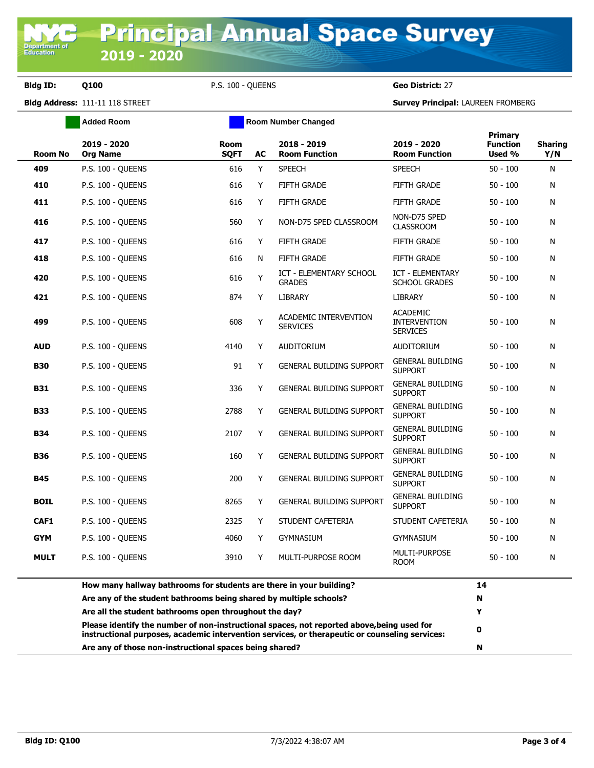# Principal Annual Space Survey 2019 - 2020

**Bldg ID:** Q100 P.S. 100 - QUEENS **Geo District:** 27

**Bldg Address:** 111-11 118 STREET **Survey Principal:** LAUREEN FROMBERG

Added Room | Room Number Changed

| Room No | 2019 - 2020 Org Name | Room SQFT | AC | 2018 - 2019 Room Function | 2019 - 2020 Room Function | Primary Function Used % | Sharing Y/N |
|---|---|---|---|---|---|---|---|
| **409** | P.S. 100 - QUEENS | 616 | Y | SPEECH | SPEECH | 50 - 100 | N |
| **410** | P.S. 100 - QUEENS | 616 | Y | FIFTH GRADE | FIFTH GRADE | 50 - 100 | N |
| **411** | P.S. 100 - QUEENS | 616 | Y | FIFTH GRADE | FIFTH GRADE | 50 - 100 | N |
| **416** | P.S. 100 - QUEENS | 560 | Y | NON-D75 SPED CLASSROOM | NON-D75 SPED CLASSROOM | 50 - 100 | N |
| **417** | P.S. 100 - QUEENS | 616 | Y | FIFTH GRADE | FIFTH GRADE | 50 - 100 | N |
| **418** | P.S. 100 - QUEENS | 616 | N | FIFTH GRADE | FIFTH GRADE | 50 - 100 | N |
| **420** | P.S. 100 - QUEENS | 616 | Y | ICT - ELEMENTARY SCHOOL GRADES | ICT - ELEMENTARY SCHOOL GRADES | 50 - 100 | N |
| **421** | P.S. 100 - QUEENS | 874 | Y | LIBRARY | LIBRARY | 50 - 100 | N |
| **499** | P.S. 100 - QUEENS | 608 | Y | ACADEMIC INTERVENTION SERVICES | ACADEMIC INTERVENTION SERVICES | 50 - 100 | N |
| **AUD** | P.S. 100 - QUEENS | 4140 | Y | AUDITORIUM | AUDITORIUM | 50 - 100 | N |
| **B30** | P.S. 100 - QUEENS | 91 | Y | GENERAL BUILDING SUPPORT | GENERAL BUILDING SUPPORT | 50 - 100 | N |
| **B31** | P.S. 100 - QUEENS | 336 | Y | GENERAL BUILDING SUPPORT | GENERAL BUILDING SUPPORT | 50 - 100 | N |
| **B33** | P.S. 100 - QUEENS | 2788 | Y | GENERAL BUILDING SUPPORT | GENERAL BUILDING SUPPORT | 50 - 100 | N |
| **B34** | P.S. 100 - QUEENS | 2107 | Y | GENERAL BUILDING SUPPORT | GENERAL BUILDING SUPPORT | 50 - 100 | N |
| **B36** | P.S. 100 - QUEENS | 160 | Y | GENERAL BUILDING SUPPORT | GENERAL BUILDING SUPPORT | 50 - 100 | N |
| **B45** | P.S. 100 - QUEENS | 200 | Y | GENERAL BUILDING SUPPORT | GENERAL BUILDING SUPPORT | 50 - 100 | N |
| **BOIL** | P.S. 100 - QUEENS | 8265 | Y | GENERAL BUILDING SUPPORT | GENERAL BUILDING SUPPORT | 50 - 100 | N |
| **CAF1** | P.S. 100 - QUEENS | 2325 | Y | STUDENT CAFETERIA | STUDENT CAFETERIA | 50 - 100 | N |
| **GYM** | P.S. 100 - QUEENS | 4060 | Y | GYMNASIUM | GYMNASIUM | 50 - 100 | N |
| **MULT** | P.S. 100 - QUEENS | 3910 | Y | MULTI-PURPOSE ROOM | MULTI-PURPOSE ROOM | 50 - 100 | N |

| Question | Answer |
|---|---|
| **How many hallway bathrooms for students are there in your building?** | **14** |
| **Are any of the student bathrooms being shared by multiple schools?** | **N** |
| **Are all the student bathrooms open throughout the day?** | **Y** |
| **Please identify the number of non-instructional spaces, not reported above,being used for instructional purposes, academic intervention services, or therapeutic or counseling services:** | **0** |
| **Are any of those non-instructional spaces being shared?** | **N** |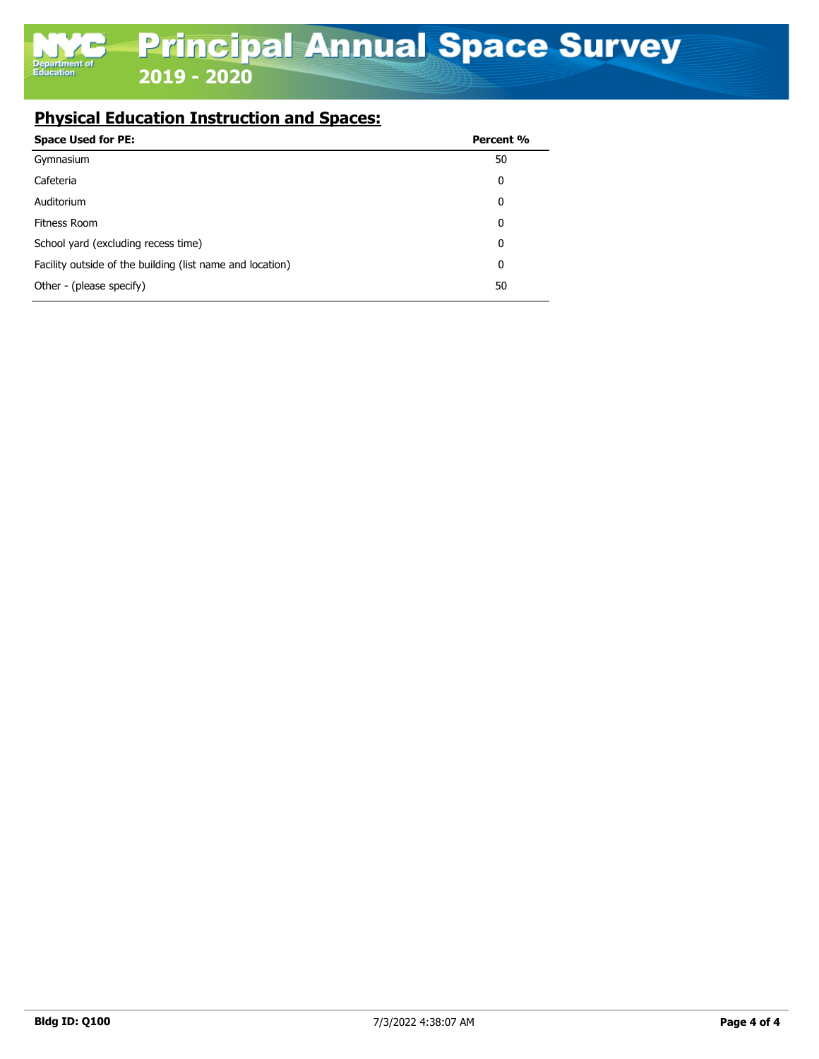## Physical Education Instruction and Spaces:

| Space Used for PE: | Percent % |
|---|---|
| Gymnasium | 50 |
| Cafeteria | 0 |
| Auditorium | 0 |
| Fitness Room | 0 |
| School yard (excluding recess time) | 0 |
| Facility outside of the building (list name and location) | 0 |
| Other - (please specify) | 50 |